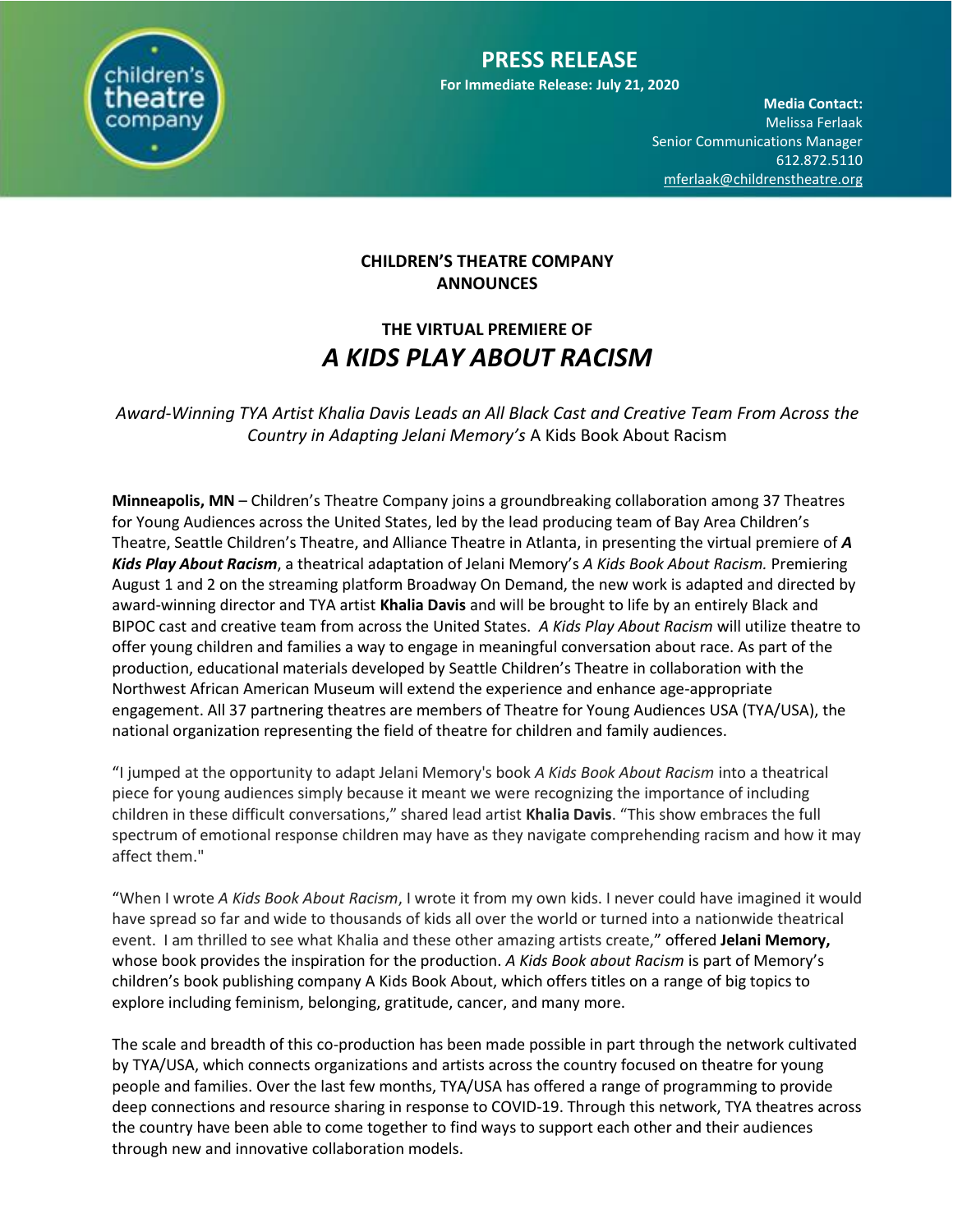**PRESS RELEASE**

**For Immediate Release: July 21, 2020**

**Media Contact:**
Melissa Ferlaak
Senior Communications Manager
612.872.5110
mferlaak@childrenstheatre.org

**CHILDREN'S THEATRE COMPANY ANNOUNCES**

## THE VIRTUAL PREMIERE OF

# *A KIDS PLAY ABOUT RACISM*

*Award-Winning TYA Artist Khalia Davis Leads an All Black Cast and Creative Team From Across the Country in Adapting Jelani Memory's* A Kids Book About Racism

**Minneapolis, MN** – Children's Theatre Company joins a groundbreaking collaboration among 37 Theatres for Young Audiences across the United States, led by the lead producing team of Bay Area Children's Theatre, Seattle Children's Theatre, and Alliance Theatre in Atlanta, in presenting the virtual premiere of ***A Kids Play About Racism***, a theatrical adaptation of Jelani Memory's *A Kids Book About Racism.* Premiering August 1 and 2 on the streaming platform Broadway On Demand, the new work is adapted and directed by award-winning director and TYA artist **Khalia Davis** and will be brought to life by an entirely Black and BIPOC cast and creative team from across the United States. *A Kids Play About Racism* will utilize theatre to offer young children and families a way to engage in meaningful conversation about race. As part of the production, educational materials developed by Seattle Children's Theatre in collaboration with the Northwest African American Museum will extend the experience and enhance age-appropriate engagement. All 37 partnering theatres are members of Theatre for Young Audiences USA (TYA/USA), the national organization representing the field of theatre for children and family audiences.

"I jumped at the opportunity to adapt Jelani Memory's book *A Kids Book About Racism* into a theatrical piece for young audiences simply because it meant we were recognizing the importance of including children in these difficult conversations," shared lead artist **Khalia Davis**. "This show embraces the full spectrum of emotional response children may have as they navigate comprehending racism and how it may affect them."

"When I wrote *A Kids Book About Racism*, I wrote it from my own kids. I never could have imagined it would have spread so far and wide to thousands of kids all over the world or turned into a nationwide theatrical event. I am thrilled to see what Khalia and these other amazing artists create," offered **Jelani Memory,** whose book provides the inspiration for the production. *A Kids Book about Racism* is part of Memory's children's book publishing company A Kids Book About, which offers titles on a range of big topics to explore including feminism, belonging, gratitude, cancer, and many more.

The scale and breadth of this co-production has been made possible in part through the network cultivated by TYA/USA, which connects organizations and artists across the country focused on theatre for young people and families. Over the last few months, TYA/USA has offered a range of programming to provide deep connections and resource sharing in response to COVID-19. Through this network, TYA theatres across the country have been able to come together to find ways to support each other and their audiences through new and innovative collaboration models.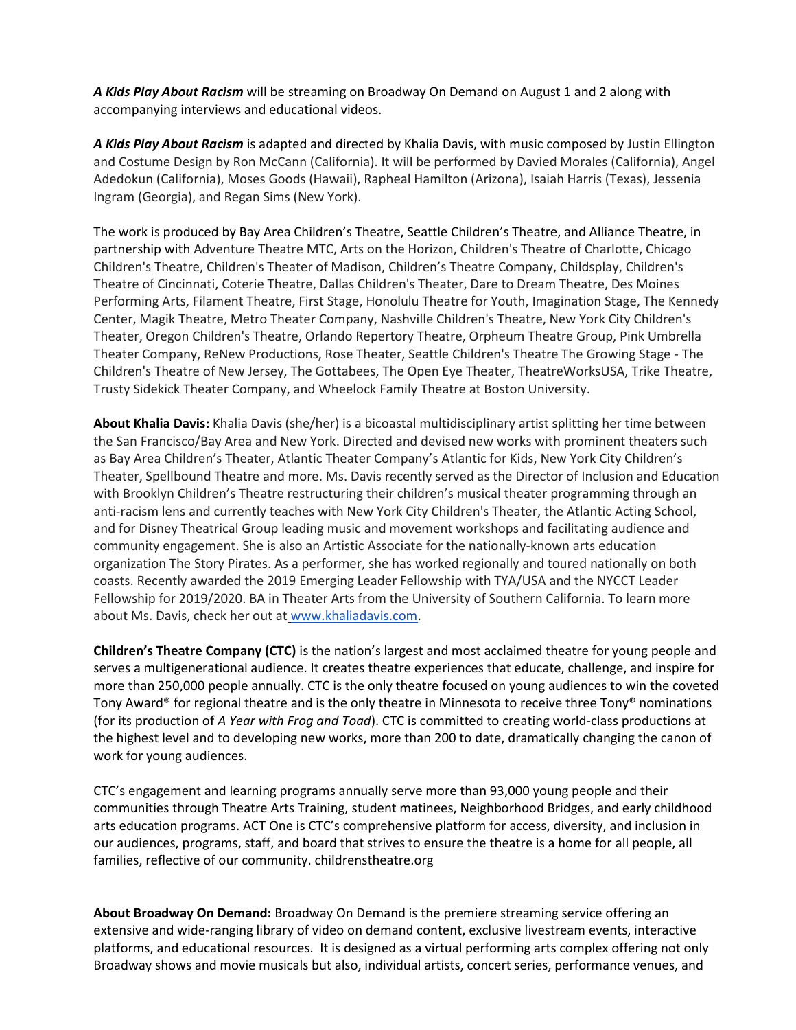***A Kids Play About Racism*** will be streaming on Broadway On Demand on August 1 and 2 along with accompanying interviews and educational videos.

***A Kids Play About Racism*** is adapted and directed by Khalia Davis, with music composed by Justin Ellington and Costume Design by Ron McCann (California). It will be performed by Davied Morales (California), Angel Adedokun (California), Moses Goods (Hawaii), Rapheal Hamilton (Arizona), Isaiah Harris (Texas), Jessenia Ingram (Georgia), and Regan Sims (New York).

The work is produced by Bay Area Children's Theatre, Seattle Children's Theatre, and Alliance Theatre, in partnership with Adventure Theatre MTC, Arts on the Horizon, Children's Theatre of Charlotte, Chicago Children's Theatre, Children's Theater of Madison, Children's Theatre Company, Childsplay, Children's Theatre of Cincinnati, Coterie Theatre, Dallas Children's Theater, Dare to Dream Theatre, Des Moines Performing Arts, Filament Theatre, First Stage, Honolulu Theatre for Youth, Imagination Stage, The Kennedy Center, Magik Theatre, Metro Theater Company, Nashville Children's Theatre, New York City Children's Theater, Oregon Children's Theatre, Orlando Repertory Theatre, Orpheum Theatre Group, Pink Umbrella Theater Company, ReNew Productions, Rose Theater, Seattle Children's Theatre The Growing Stage - The Children's Theatre of New Jersey, The Gottabees, The Open Eye Theater, TheatreWorksUSA, Trike Theatre, Trusty Sidekick Theater Company, and Wheelock Family Theatre at Boston University.

**About Khalia Davis:** Khalia Davis (she/her) is a bicoastal multidisciplinary artist splitting her time between the San Francisco/Bay Area and New York. Directed and devised new works with prominent theaters such as Bay Area Children's Theater, Atlantic Theater Company's Atlantic for Kids, New York City Children's Theater, Spellbound Theatre and more. Ms. Davis recently served as the Director of Inclusion and Education with Brooklyn Children's Theatre restructuring their children's musical theater programming through an anti-racism lens and currently teaches with New York City Children's Theater, the Atlantic Acting School, and for Disney Theatrical Group leading music and movement workshops and facilitating audience and community engagement. She is also an Artistic Associate for the nationally-known arts education organization The Story Pirates. As a performer, she has worked regionally and toured nationally on both coasts. Recently awarded the 2019 Emerging Leader Fellowship with TYA/USA and the NYCCT Leader Fellowship for 2019/2020. BA in Theater Arts from the University of Southern California. To learn more about Ms. Davis, check her out at www.khaliadavis.com.

**Children's Theatre Company (CTC)** is the nation's largest and most acclaimed theatre for young people and serves a multigenerational audience. It creates theatre experiences that educate, challenge, and inspire for more than 250,000 people annually. CTC is the only theatre focused on young audiences to win the coveted Tony Award® for regional theatre and is the only theatre in Minnesota to receive three Tony® nominations (for its production of *A Year with Frog and Toad*). CTC is committed to creating world-class productions at the highest level and to developing new works, more than 200 to date, dramatically changing the canon of work for young audiences.

CTC's engagement and learning programs annually serve more than 93,000 young people and their communities through Theatre Arts Training, student matinees, Neighborhood Bridges, and early childhood arts education programs. ACT One is CTC's comprehensive platform for access, diversity, and inclusion in our audiences, programs, staff, and board that strives to ensure the theatre is a home for all people, all families, reflective of our community. childrenstheatre.org

**About Broadway On Demand:** Broadway On Demand is the premiere streaming service offering an extensive and wide-ranging library of video on demand content, exclusive livestream events, interactive platforms, and educational resources. It is designed as a virtual performing arts complex offering not only Broadway shows and movie musicals but also, individual artists, concert series, performance venues, and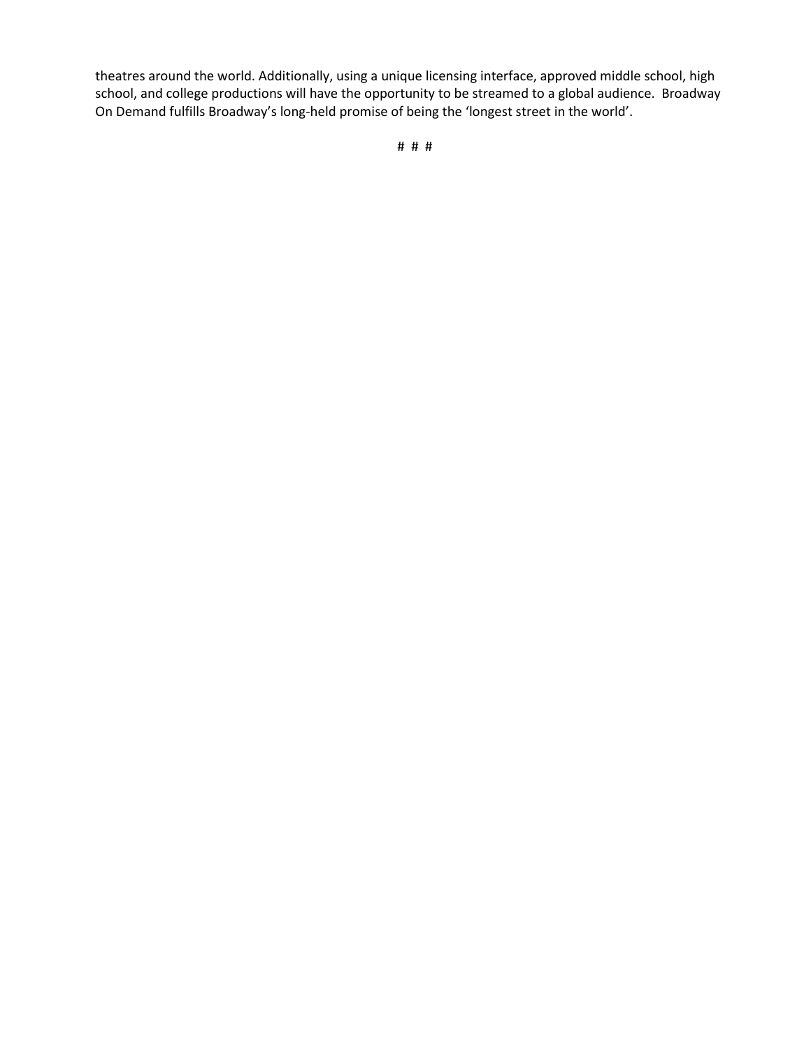theatres around the world. Additionally, using a unique licensing interface, approved middle school, high school, and college productions will have the opportunity to be streamed to a global audience. Broadway On Demand fulfills Broadway's long-held promise of being the 'longest street in the world'.

# # #